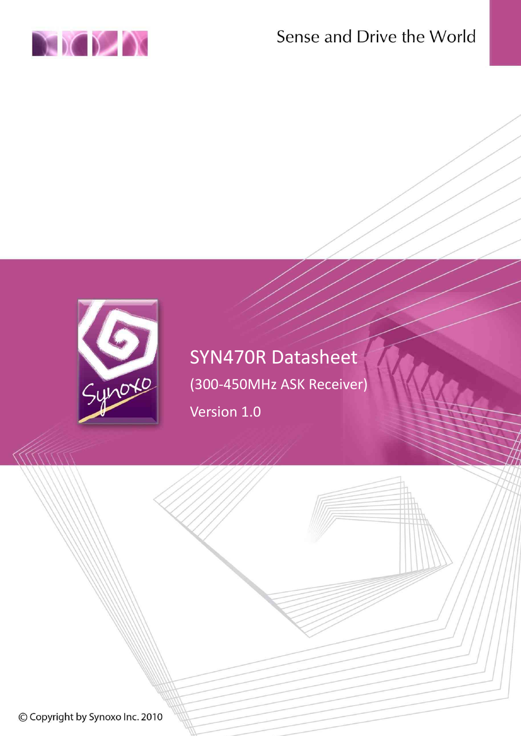Sense and Drive the World

# SYN470R Datasheet

(300-450MHz ASK Receiver)

Version 1.0

© Copyright by Synoxo Inc. 2010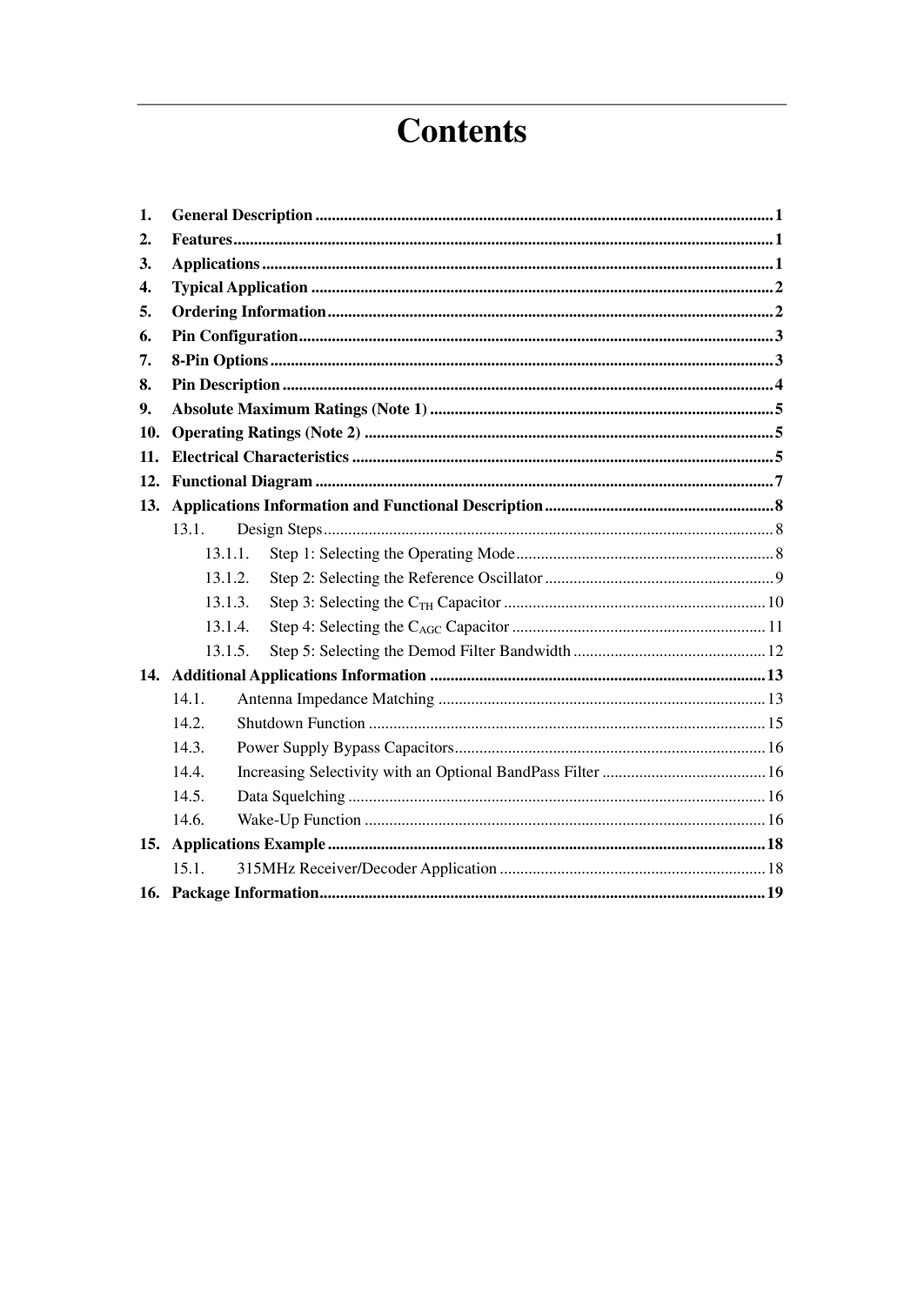# Contents

1. **General Description** ........ 1
2. **Features** ........ 1
3. **Applications** ........ 1
4. **Typical Application** ........ 2
5. **Ordering Information** ........ 2
6. **Pin Configuration** ........ 3
7. **8-Pin Options** ........ 3
8. **Pin Description** ........ 4
9. **Absolute Maximum Ratings (Note 1)** ........ 5
10. **Operating Ratings (Note 2)** ........ 5
11. **Electrical Characteristics** ........ 5
12. **Functional Diagram** ........ 7
13. **Applications Information and Functional Description** ........ 8
    - 13.1. Design Steps ........ 8
        - 13.1.1. Step 1: Selecting the Operating Mode ........ 8
        - 13.1.2. Step 2: Selecting the Reference Oscillator ........ 9
        - 13.1.3. Step 3: Selecting the $C_{TH}$ Capacitor ........ 10
        - 13.1.4. Step 4: Selecting the $C_{AGC}$ Capacitor ........ 11
        - 13.1.5. Step 5: Selecting the Demod Filter Bandwidth ........ 12
14. **Additional Applications Information** ........ 13
    - 14.1. Antenna Impedance Matching ........ 13
    - 14.2. Shutdown Function ........ 15
    - 14.3. Power Supply Bypass Capacitors ........ 16
    - 14.4. Increasing Selectivity with an Optional BandPass Filter ........ 16
    - 14.5. Data Squelching ........ 16
    - 14.6. Wake-Up Function ........ 16
15. **Applications Example** ........ 18
    - 15.1. 315MHz Receiver/Decoder Application ........ 18
16. **Package Information** ........ 19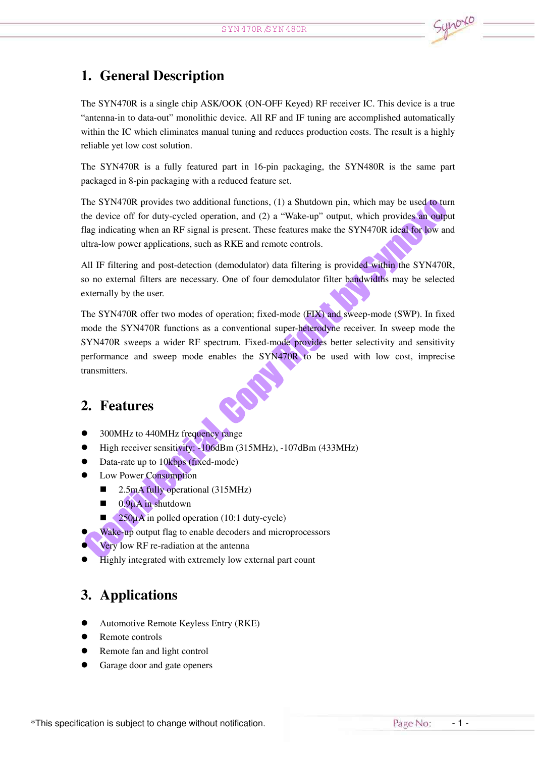# 1. General Description

The SYN470R is a single chip ASK/OOK (ON-OFF Keyed) RF receiver IC. This device is a true "antenna-in to data-out" monolithic device. All RF and IF tuning are accomplished automatically within the IC which eliminates manual tuning and reduces production costs. The result is a highly reliable yet low cost solution.

The SYN470R is a fully featured part in 16-pin packaging, the SYN480R is the same part packaged in 8-pin packaging with a reduced feature set.

The SYN470R provides two additional functions, (1) a Shutdown pin, which may be used to turn the device off for duty-cycled operation, and (2) a "Wake-up" output, which provides an output flag indicating when an RF signal is present. These features make the SYN470R ideal for low and ultra-low power applications, such as RKE and remote controls.

All IF filtering and post-detection (demodulator) data filtering is provided within the SYN470R, so no external filters are necessary. One of four demodulator filter bandwidths may be selected externally by the user.

The SYN470R offer two modes of operation; fixed-mode (FIX) and sweep-mode (SWP). In fixed mode the SYN470R functions as a conventional super-heterodyne receiver. In sweep mode the SYN470R sweeps a wider RF spectrum. Fixed-mode provides better selectivity and sensitivity performance and sweep mode enables the SYN470R to be used with low cost, imprecise transmitters.

# 2. Features

- 300MHz to 440MHz frequency range
- High receiver sensitivity: -106dBm (315MHz), -107dBm (433MHz)
- Data-rate up to 10kbps (fixed-mode)
- Low Power Consumption
  - 2.5mA fully operational (315MHz)
  - 0.9µA in shutdown
  - 250µA in polled operation (10:1 duty-cycle)
- Wake-up output flag to enable decoders and microprocessors
- Very low RF re-radiation at the antenna
- Highly integrated with extremely low external part count

# 3. Applications

- Automotive Remote Keyless Entry (RKE)
- Remote controls
- Remote fan and light control
- Garage door and gate openers

*This specification is subject to change without notification.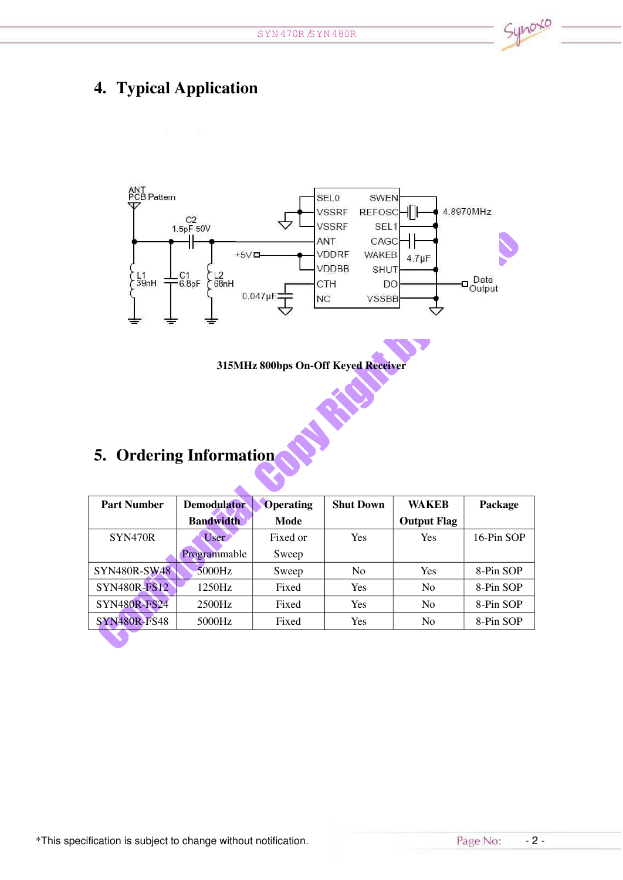## 4. Typical Application

315MHz 800bps On-Off Keyed Receiver

## 5. Ordering Information

| Part Number | Demodulator Bandwidth | Operating Mode | Shut Down | WAKEB Output Flag | Package |
|---|---|---|---|---|---|
| SYN470R | User Programmable | Fixed or Sweep | Yes | Yes | 16-Pin SOP |
| SYN480R-SW48 | 5000Hz | Sweep | No | Yes | 8-Pin SOP |
| SYN480R-FS12 | 1250Hz | Fixed | Yes | No | 8-Pin SOP |
| SYN480R-FS24 | 2500Hz | Fixed | Yes | No | 8-Pin SOP |
| SYN480R-FS48 | 5000Hz | Fixed | Yes | No | 8-Pin SOP |

*This specification is subject to change without notification.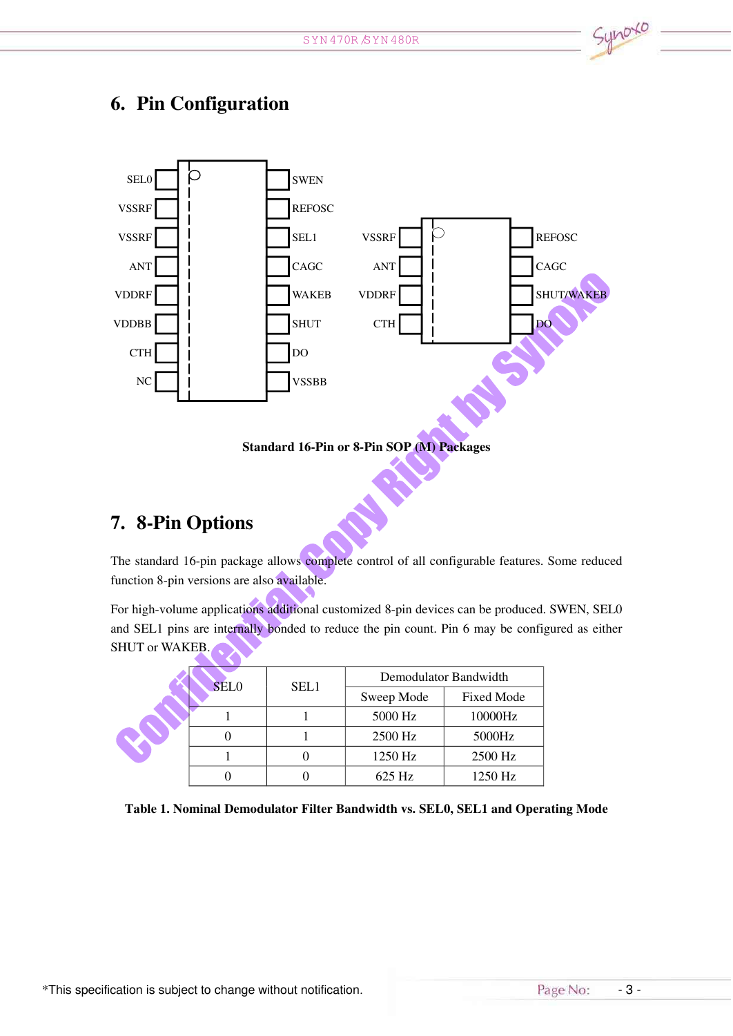## 6. Pin Configuration

| Pin | 16-Pin Left | 16-Pin Right |
|---|---|---|
| 1 / 16 | SEL0 | SWEN |
| 2 / 15 | VSSRF | REFOSC |
| 3 / 14 | VSSRF | SEL1 |
| 4 / 13 | ANT | CAGC |
| 5 / 12 | VDDRF | WAKEB |
| 6 / 11 | VDDBB | SHUT |
| 7 / 10 | CTH | DO |
| 8 / 9 | NC | VSSBB |

| Pin | 8-Pin Left | 8-Pin Right |
|---|---|---|
| 1 / 8 | VSSRF | REFOSC |
| 2 / 7 | ANT | CAGC |
| 3 / 6 | VDDRF | SHUT/WAKEB |
| 4 / 5 | CTH | DO |

**Standard 16-Pin or 8-Pin SOP (M) Packages**

## 7. 8-Pin Options

The standard 16-pin package allows complete control of all configurable features. Some reduced function 8-pin versions are also available.

For high-volume applications additional customized 8-pin devices can be produced. SWEN, SEL0 and SEL1 pins are internally bonded to reduce the pin count. Pin 6 may be configured as either SHUT or WAKEB.

| SEL0 | SEL1 | Demodulator Bandwidth | |
|---|---|---|---|
| | | Sweep Mode | Fixed Mode |
| 1 | 1 | 5000 Hz | 10000Hz |
| 0 | 1 | 2500 Hz | 5000Hz |
| 1 | 0 | 1250 Hz | 2500 Hz |
| 0 | 0 | 625 Hz | 1250 Hz |

**Table 1. Nominal Demodulator Filter Bandwidth vs. SEL0, SEL1 and Operating Mode**

*This specification is subject to change without notification.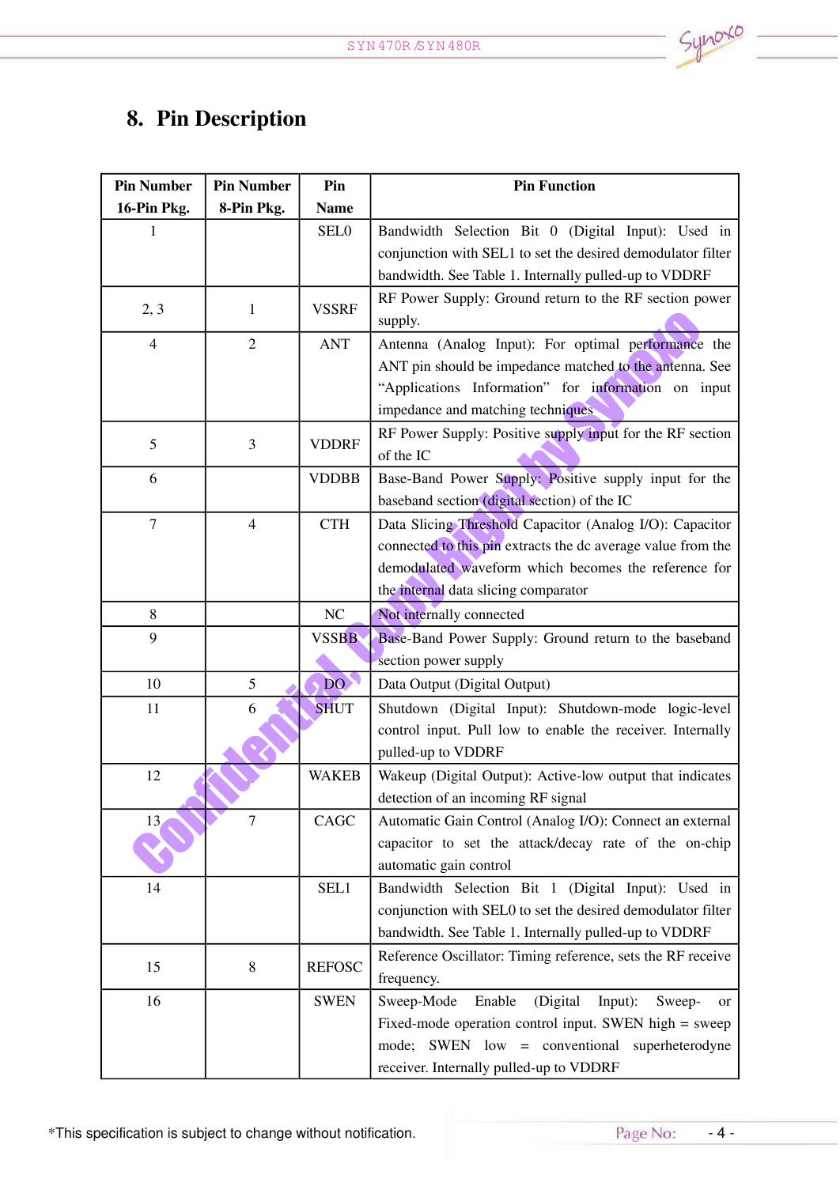# 8. Pin Description

| Pin Number 16-Pin Pkg. | Pin Number 8-Pin Pkg. | Pin Name | Pin Function |
|---|---|---|---|
| 1 | | SEL0 | Bandwidth Selection Bit 0 (Digital Input): Used in conjunction with SEL1 to set the desired demodulator filter bandwidth. See Table 1. Internally pulled-up to VDDRF |
| 2, 3 | 1 | VSSRF | RF Power Supply: Ground return to the RF section power supply. |
| 4 | 2 | ANT | Antenna (Analog Input): For optimal performance the ANT pin should be impedance matched to the antenna. See "Applications Information" for information on input impedance and matching techniques |
| 5 | 3 | VDDRF | RF Power Supply: Positive supply input for the RF section of the IC |
| 6 | | VDDBB | Base-Band Power Supply: Positive supply input for the baseband section (digital section) of the IC |
| 7 | 4 | CTH | Data Slicing Threshold Capacitor (Analog I/O): Capacitor connected to this pin extracts the dc average value from the demodulated waveform which becomes the reference for the internal data slicing comparator |
| 8 | | NC | Not internally connected |
| 9 | | VSSBB | Base-Band Power Supply: Ground return to the baseband section power supply |
| 10 | 5 | DO | Data Output (Digital Output) |
| 11 | 6 | SHUT | Shutdown (Digital Input): Shutdown-mode logic-level control input. Pull low to enable the receiver. Internally pulled-up to VDDRF |
| 12 | | WAKEB | Wakeup (Digital Output): Active-low output that indicates detection of an incoming RF signal |
| 13 | 7 | CAGC | Automatic Gain Control (Analog I/O): Connect an external capacitor to set the attack/decay rate of the on-chip automatic gain control |
| 14 | | SEL1 | Bandwidth Selection Bit 1 (Digital Input): Used in conjunction with SEL0 to set the desired demodulator filter bandwidth. See Table 1. Internally pulled-up to VDDRF |
| 15 | 8 | REFOSC | Reference Oscillator: Timing reference, sets the RF receive frequency. |
| 16 | | SWEN | Sweep-Mode Enable (Digital Input): Sweep- or Fixed-mode operation control input. SWEN high = sweep mode; SWEN low = conventional superheterodyne receiver. Internally pulled-up to VDDRF |

*This specification is subject to change without notification.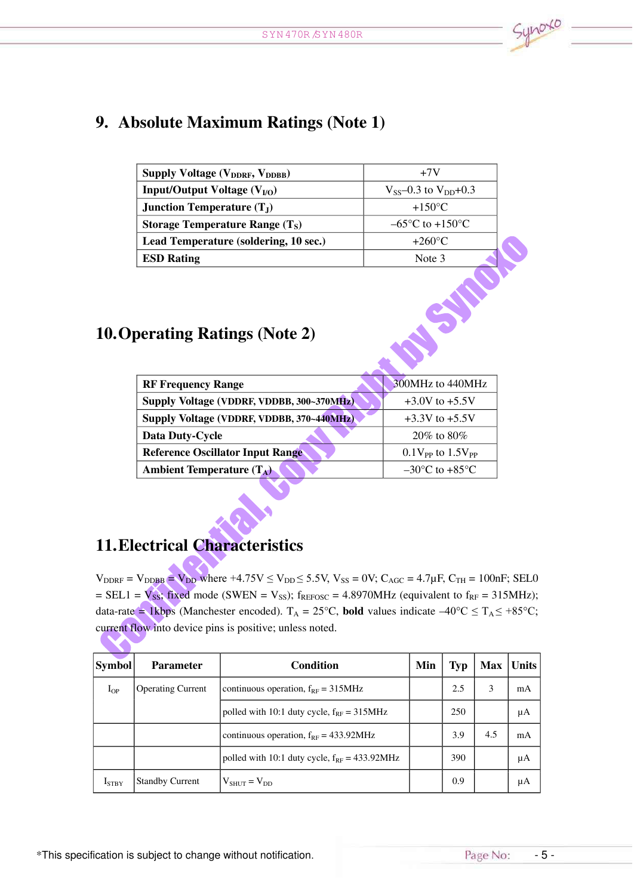## 9. Absolute Maximum Ratings (Note 1)

| | |
|---|---|
| **Supply Voltage ($V_{DDRF}$, $V_{DDBB}$)** | +7V |
| **Input/Output Voltage ($V_{I/O}$)** | $V_{SS}$–0.3 to $V_{DD}$+0.3 |
| **Junction Temperature ($T_J$)** | +150°C |
| **Storage Temperature Range ($T_S$)** | –65°C to +150°C |
| **Lead Temperature (soldering, 10 sec.)** | +260°C |
| **ESD Rating** | Note 3 |

## 10. Operating Ratings (Note 2)

| | |
|---|---|
| **RF Frequency Range** | 300MHz to 440MHz |
| **Supply Voltage (VDDRF, VDDBB, 300~370MHz)** | +3.0V to +5.5V |
| **Supply Voltage (VDDRF, VDDBB, 370~440MHz)** | +3.3V to +5.5V |
| **Data Duty-Cycle** | 20% to 80% |
| **Reference Oscillator Input Range** | $0.1V_{PP}$ to $1.5V_{PP}$ |
| **Ambient Temperature ($T_A$)** | –30°C to +85°C |

## 11. Electrical Characteristics

$V_{DDRF} = V_{DDBB} = V_{DD}$ where $+4.75V \leq V_{DD} \leq 5.5V$, $V_{SS} = 0V$; $C_{AGC} = 4.7\mu F$, $C_{TH} = 100nF$; SEL0 = SEL1 = $V_{SS}$; fixed mode (SWEN = $V_{SS}$); $f_{REFOSC} = 4.8970MHz$ (equivalent to $f_{RF} = 315MHz$); data-rate = 1kbps (Manchester encoded). $T_A = 25°C$, **bold** values indicate $-40°C \leq T_A \leq +85°C$; current flow into device pins is positive; unless noted.

| Symbol | Parameter | Condition | Min | Typ | Max | Units |
|---|---|---|---|---|---|---|
| $I_{OP}$ | Operating Current | continuous operation, $f_{RF}$ = 315MHz | | 2.5 | 3 | mA |
| | | polled with 10:1 duty cycle, $f_{RF}$ = 315MHz | | 250 | | μA |
| | | continuous operation, $f_{RF}$ = 433.92MHz | | 3.9 | 4.5 | mA |
| | | polled with 10:1 duty cycle, $f_{RF}$ = 433.92MHz | | 390 | | μA |
| $I_{STBY}$ | Standby Current | $V_{SHUT} = V_{DD}$ | | 0.9 | | μA |

*This specification is subject to change without notification.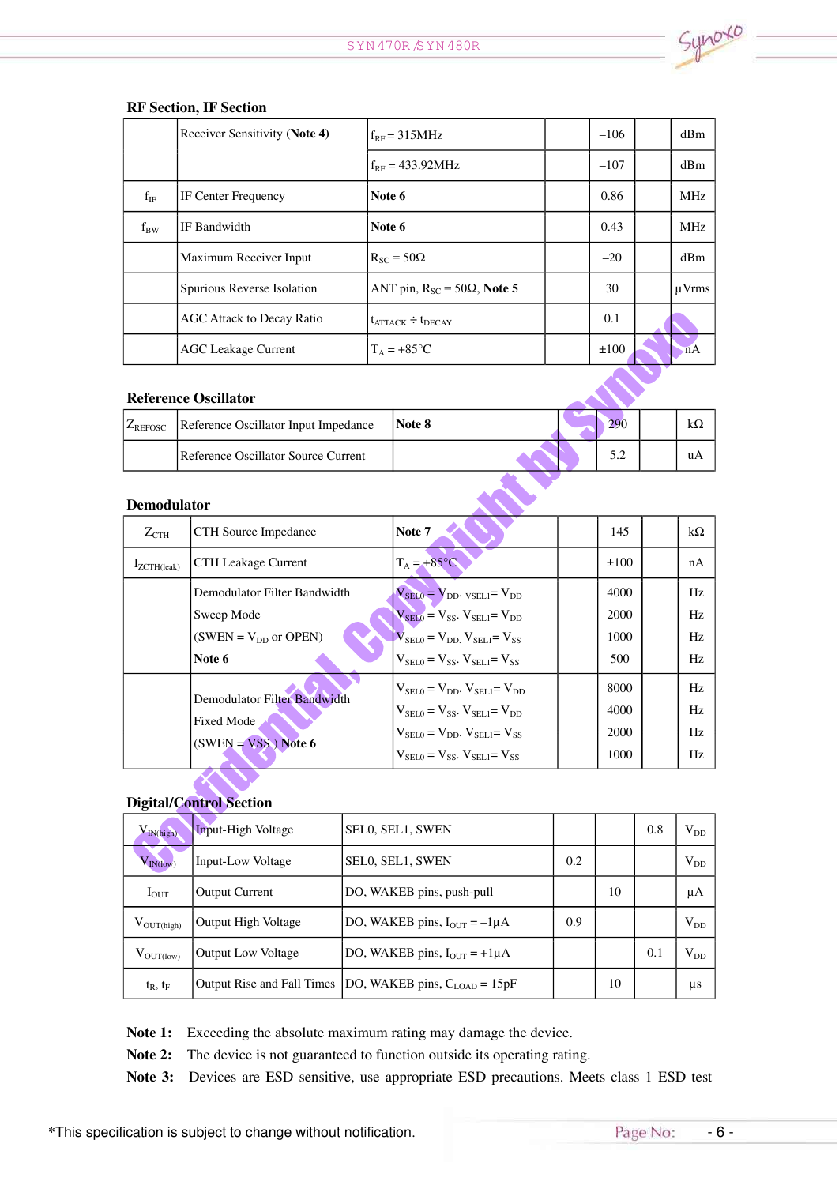### RF Section, IF Section

| | | | | | | |
|---|---|---|---|---|---|---|
| | Receiver Sensitivity (**Note 4**) | $f_{RF}$ = 315MHz | | –106 | | dBm |
| | | $f_{RF}$ = 433.92MHz | | –107 | | dBm |
| $f_{IF}$ | IF Center Frequency | **Note 6** | | 0.86 | | MHz |
| $f_{BW}$ | IF Bandwidth | **Note 6** | | 0.43 | | MHz |
| | Maximum Receiver Input | $R_{SC}$ = 50Ω | | –20 | | dBm |
| | Spurious Reverse Isolation | ANT pin, $R_{SC}$ = 50Ω, **Note 5** | | 30 | | μVrms |
| | AGC Attack to Decay Ratio | $t_{ATTACK}$ ÷ $t_{DECAY}$ | | 0.1 | | |
| | AGC Leakage Current | $T_A$ = +85°C | | ±100 | | nA |

### Reference Oscillator

| | | | | | | |
|---|---|---|---|---|---|---|
| $Z_{REFOSC}$ | Reference Oscillator Input Impedance | **Note 8** | | 290 | | kΩ |
| | Reference Oscillator Source Current | | | 5.2 | | uA |

### Demodulator

| | | | | | | |
|---|---|---|---|---|---|---|
| $Z_{CTH}$ | CTH Source Impedance | **Note 7** | | 145 | | kΩ |
| $I_{ZCTH(leak)}$ | CTH Leakage Current | $T_A$ = +85°C | | ±100 | | nA |
| | Demodulator Filter Bandwidth<br>Sweep Mode<br>(SWEN = $V_{DD}$ or OPEN)<br>**Note 6** | $V_{SEL0}$ = $V_{DD}$, $V_{SEL1}$= $V_{DD}$<br>$V_{SEL0}$ = $V_{SS}$, $V_{SEL1}$= $V_{DD}$<br>$V_{SEL0}$ = $V_{DD}$, $V_{SEL1}$= $V_{SS}$<br>$V_{SEL0}$ = $V_{SS}$, $V_{SEL1}$= $V_{SS}$ | | 4000<br>2000<br>1000<br>500 | | Hz<br>Hz<br>Hz<br>Hz |
| | Demodulator Filter Bandwidth<br>Fixed Mode<br>(SWEN = VSS ) **Note 6** | $V_{SEL0}$ = $V_{DD}$, $V_{SEL1}$= $V_{DD}$<br>$V_{SEL0}$ = $V_{SS}$, $V_{SEL1}$= $V_{DD}$<br>$V_{SEL0}$ = $V_{DD}$, $V_{SEL1}$= $V_{SS}$<br>$V_{SEL0}$ = $V_{SS}$, $V_{SEL1}$= $V_{SS}$ | | 8000<br>4000<br>2000<br>1000 | | Hz<br>Hz<br>Hz<br>Hz |

### Digital/Control Section

| | | | | | | |
|---|---|---|---|---|---|---|
| $V_{IN(high)}$ | Input-High Voltage | SEL0, SEL1, SWEN | | | 0.8 | $V_{DD}$ |
| $V_{IN(low)}$ | Input-Low Voltage | SEL0, SEL1, SWEN | 0.2 | | | $V_{DD}$ |
| $I_{OUT}$ | Output Current | DO, WAKEB pins, push-pull | | 10 | | μA |
| $V_{OUT(high)}$ | Output High Voltage | DO, WAKEB pins, $I_{OUT}$ = –1μA | 0.9 | | | $V_{DD}$ |
| $V_{OUT(low)}$ | Output Low Voltage | DO, WAKEB pins, $I_{OUT}$ = +1μA | | | 0.1 | $V_{DD}$ |
| $t_R$, $t_F$ | Output Rise and Fall Times | DO, WAKEB pins, $C_{LOAD}$ = 15pF | | 10 | | μs |

**Note 1:** Exceeding the absolute maximum rating may damage the device.

**Note 2:** The device is not guaranteed to function outside its operating rating.

**Note 3:** Devices are ESD sensitive, use appropriate ESD precautions. Meets class 1 ESD test

*This specification is subject to change without notification.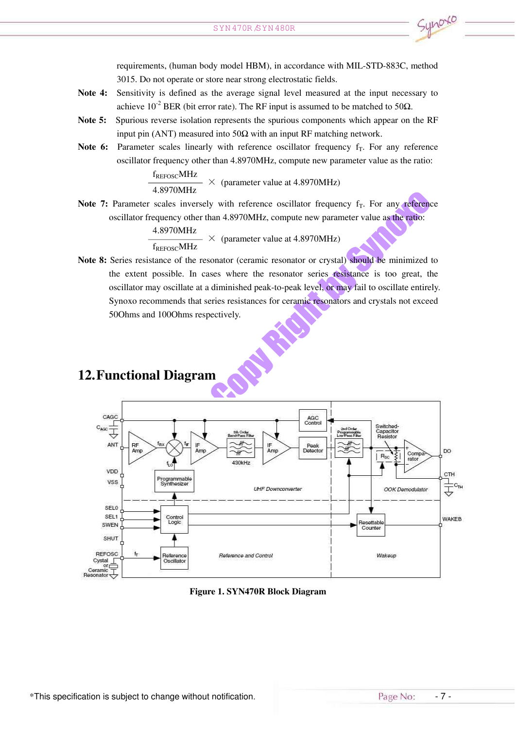requirements, (human body model HBM), in accordance with MIL-STD-883C, method 3015. Do not operate or store near strong electrostatic fields.

**Note 4:** Sensitivity is defined as the average signal level measured at the input necessary to achieve $10^{-2}$ BER (bit error rate). The RF input is assumed to be matched to 50Ω.

**Note 5:** Spurious reverse isolation represents the spurious components which appear on the RF input pin (ANT) measured into 50Ω with an input RF matching network.

**Note 6:** Parameter scales linearly with reference oscillator frequency $f_T$. For any reference oscillator frequency other than 4.8970MHz, compute new parameter value as the ratio:

$$\frac{f_{REFOSC}\text{MHz}}{4.8970\text{MHz}} \times \text{(parameter value at 4.8970MHz)}$$

**Note 7:** Parameter scales inversely with reference oscillator frequency $f_T$. For any reference oscillator frequency other than 4.8970MHz, compute new parameter value as the ratio:

$$\frac{4.8970\text{MHz}}{f_{REFOSC}\text{MHz}} \times \text{(parameter value at 4.8970MHz)}$$

**Note 8:** Series resistance of the resonator (ceramic resonator or crystal) should be minimized to the extent possible. In cases where the resonator series resistance is too great, the oscillator may oscillate at a diminished peak-to-peak level, or may fail to oscillate entirely. Synoxo recommends that series resistances for ceramic resonators and crystals not exceed 50Ohms and 100Ohms respectively.

## 12. Functional Diagram

**Figure 1. SYN470R Block Diagram**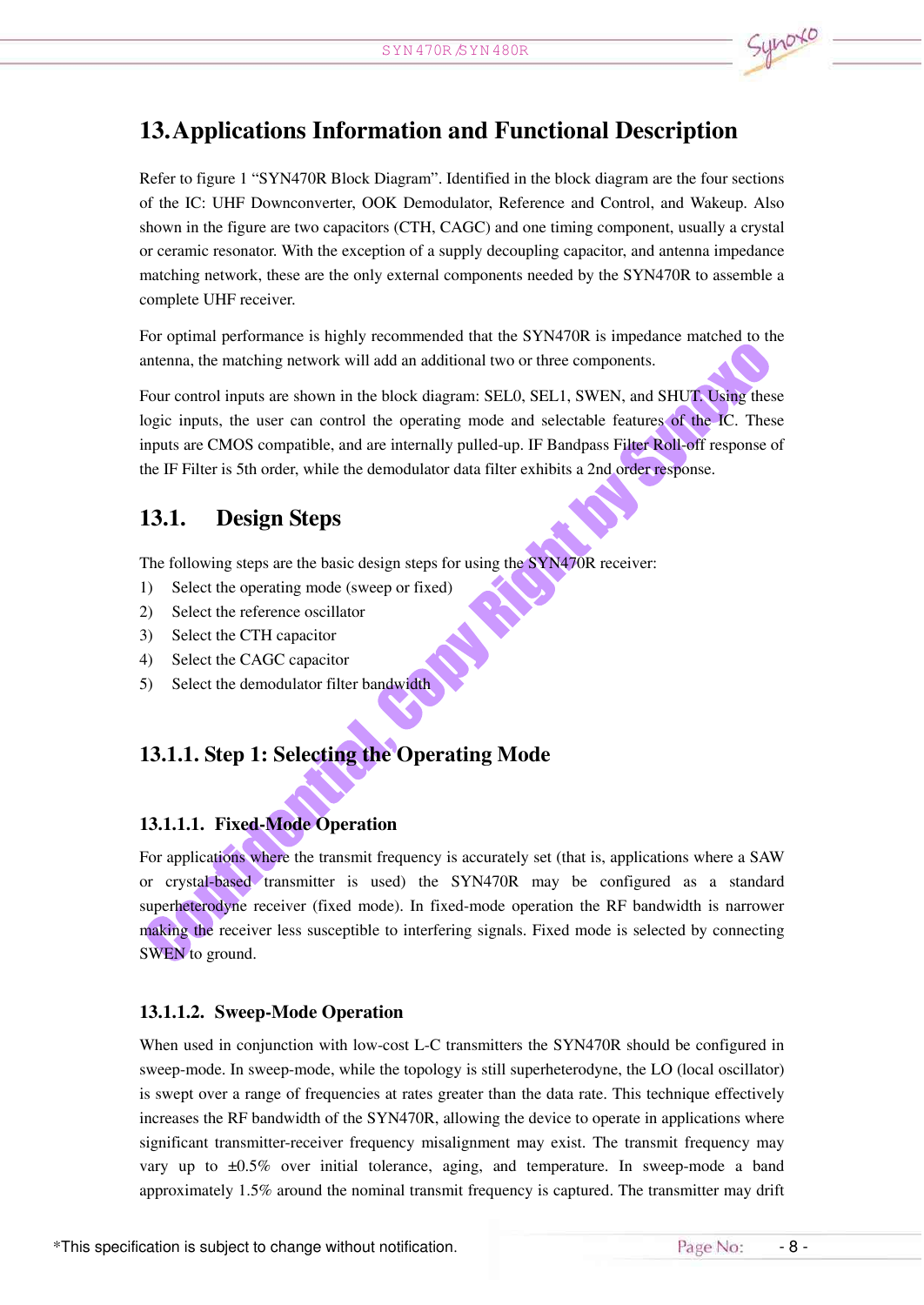# 13. Applications Information and Functional Description

Refer to figure 1 "SYN470R Block Diagram". Identified in the block diagram are the four sections of the IC: UHF Downconverter, OOK Demodulator, Reference and Control, and Wakeup. Also shown in the figure are two capacitors (CTH, CAGC) and one timing component, usually a crystal or ceramic resonator. With the exception of a supply decoupling capacitor, and antenna impedance matching network, these are the only external components needed by the SYN470R to assemble a complete UHF receiver.

For optimal performance is highly recommended that the SYN470R is impedance matched to the antenna, the matching network will add an additional two or three components.

Four control inputs are shown in the block diagram: SEL0, SEL1, SWEN, and SHUT. Using these logic inputs, the user can control the operating mode and selectable features of the IC. These inputs are CMOS compatible, and are internally pulled-up. IF Bandpass Filter Roll-off response of the IF Filter is 5th order, while the demodulator data filter exhibits a 2nd order response.

## 13.1. Design Steps

The following steps are the basic design steps for using the SYN470R receiver:

1) Select the operating mode (sweep or fixed)
2) Select the reference oscillator
3) Select the CTH capacitor
4) Select the CAGC capacitor
5) Select the demodulator filter bandwidth

### 13.1.1. Step 1: Selecting the Operating Mode

#### 13.1.1.1. Fixed-Mode Operation

For applications where the transmit frequency is accurately set (that is, applications where a SAW or crystal-based transmitter is used) the SYN470R may be configured as a standard superheterodyne receiver (fixed mode). In fixed-mode operation the RF bandwidth is narrower making the receiver less susceptible to interfering signals. Fixed mode is selected by connecting SWEN to ground.

#### 13.1.1.2. Sweep-Mode Operation

When used in conjunction with low-cost L-C transmitters the SYN470R should be configured in sweep-mode. In sweep-mode, while the topology is still superheterodyne, the LO (local oscillator) is swept over a range of frequencies at rates greater than the data rate. This technique effectively increases the RF bandwidth of the SYN470R, allowing the device to operate in applications where significant transmitter-receiver frequency misalignment may exist. The transmit frequency may vary up to ±0.5% over initial tolerance, aging, and temperature. In sweep-mode a band approximately 1.5% around the nominal transmit frequency is captured. The transmitter may drift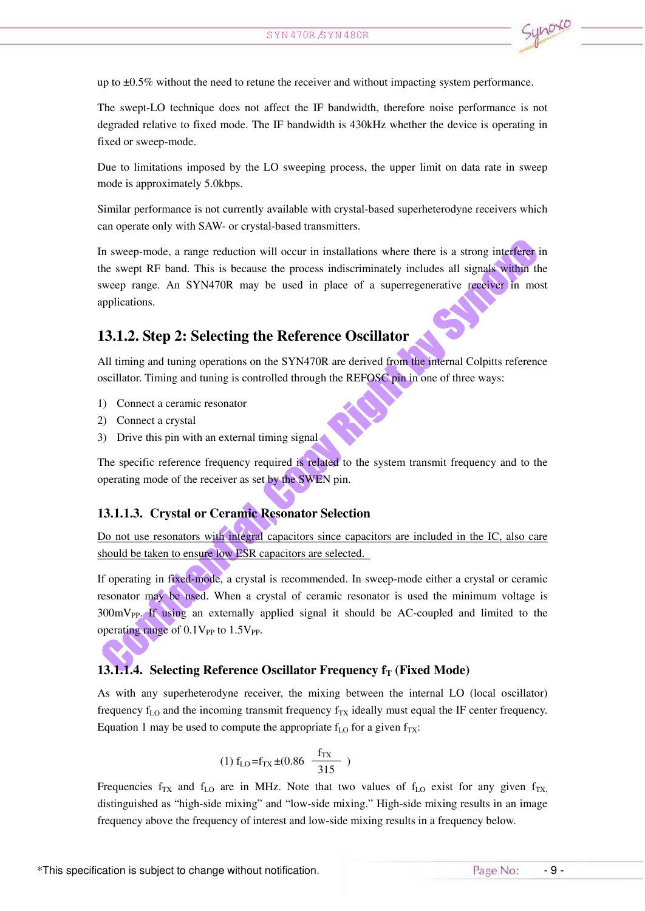up to ±0.5% without the need to retune the receiver and without impacting system performance.

The swept-LO technique does not affect the IF bandwidth, therefore noise performance is not degraded relative to fixed mode. The IF bandwidth is 430kHz whether the device is operating in fixed or sweep-mode.

Due to limitations imposed by the LO sweeping process, the upper limit on data rate in sweep mode is approximately 5.0kbps.

Similar performance is not currently available with crystal-based superheterodyne receivers which can operate only with SAW- or crystal-based transmitters.

In sweep-mode, a range reduction will occur in installations where there is a strong interferer in the swept RF band. This is because the process indiscriminately includes all signals within the sweep range. An SYN470R may be used in place of a superregenerative receiver in most applications.

## 13.1.2. Step 2: Selecting the Reference Oscillator

All timing and tuning operations on the SYN470R are derived from the internal Colpitts reference oscillator. Timing and tuning is controlled through the REFOSC pin in one of three ways:

1) Connect a ceramic resonator
2) Connect a crystal
3) Drive this pin with an external timing signal

The specific reference frequency required is related to the system transmit frequency and to the operating mode of the receiver as set by the SWEN pin.

### 13.1.1.3. Crystal or Ceramic Resonator Selection

Do not use resonators with integral capacitors since capacitors are included in the IC, also care should be taken to ensure low ESR capacitors are selected.

If operating in fixed-mode, a crystal is recommended. In sweep-mode either a crystal or ceramic resonator may be used. When a crystal of ceramic resonator is used the minimum voltage is $300mV_{PP}$. If using an externally applied signal it should be AC-coupled and limited to the operating range of $0.1V_{PP}$ to $1.5V_{PP}$.

### 13.1.1.4. Selecting Reference Oscillator Frequency $f_T$ (Fixed Mode)

As with any superheterodyne receiver, the mixing between the internal LO (local oscillator) frequency $f_{LO}$ and the incoming transmit frequency $f_{TX}$ ideally must equal the IF center frequency. Equation 1 may be used to compute the appropriate $f_{LO}$ for a given $f_{TX}$:

$$(1)\ f_{LO} = f_{TX} \pm \left(0.86 \frac{f_{TX}}{315}\right)$$

Frequencies $f_{TX}$ and $f_{LO}$ are in MHz. Note that two values of $f_{LO}$ exist for any given $f_{TX}$, distinguished as "high-side mixing" and "low-side mixing." High-side mixing results in an image frequency above the frequency of interest and low-side mixing results in a frequency below.

*This specification is subject to change without notification.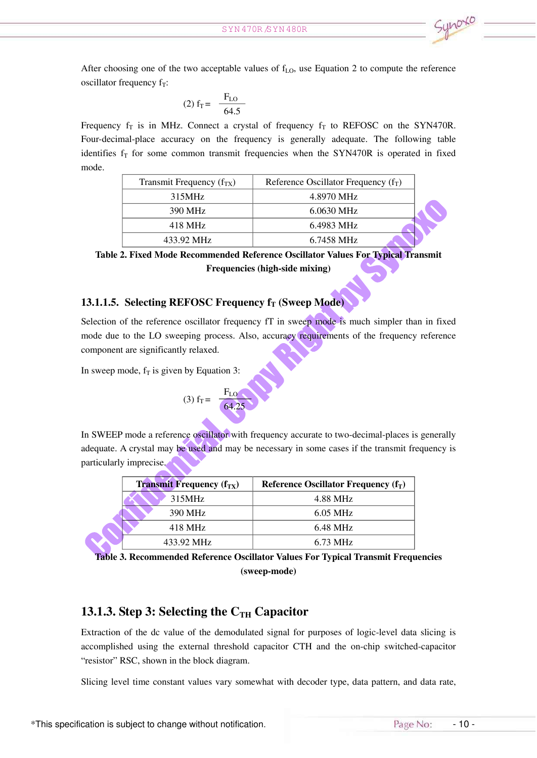After choosing one of the two acceptable values of $f_{LO}$, use Equation 2 to compute the reference oscillator frequency $f_T$:

$$(2)\ f_T = \frac{F_{LO}}{64.5}$$

Frequency $f_T$ is in MHz. Connect a crystal of frequency $f_T$ to REFOSC on the SYN470R. Four-decimal-place accuracy on the frequency is generally adequate. The following table identifies $f_T$ for some common transmit frequencies when the SYN470R is operated in fixed mode.

| Transmit Frequency ($f_{TX}$) | Reference Oscillator Frequency ($f_T$) |
|---|---|
| 315MHz | 4.8970 MHz |
| 390 MHz | 6.0630 MHz |
| 418 MHz | 6.4983 MHz |
| 433.92 MHz | 6.7458 MHz |

**Table 2. Fixed Mode Recommended Reference Oscillator Values For Typical Transmit Frequencies (high-side mixing)**

#### 13.1.1.5. Selecting REFOSC Frequency $f_T$ (Sweep Mode)

Selection of the reference oscillator frequency fT in sweep mode is much simpler than in fixed mode due to the LO sweeping process. Also, accuracy requirements of the frequency reference component are significantly relaxed.

In sweep mode, $f_T$ is given by Equation 3:

$$(3)\ f_T = \frac{F_{LO}}{64.25}$$

In SWEEP mode a reference oscillator with frequency accurate to two-decimal-places is generally adequate. A crystal may be used and may be necessary in some cases if the transmit frequency is particularly imprecise.

| **Transmit Frequency ($f_{TX}$)** | **Reference Oscillator Frequency ($f_T$)** |
|---|---|
| 315MHz | 4.88 MHz |
| 390 MHz | 6.05 MHz |
| 418 MHz | 6.48 MHz |
| 433.92 MHz | 6.73 MHz |

**Table 3. Recommended Reference Oscillator Values For Typical Transmit Frequencies (sweep-mode)**

### 13.1.3. Step 3: Selecting the $C_{TH}$ Capacitor

Extraction of the dc value of the demodulated signal for purposes of logic-level data slicing is accomplished using the external threshold capacitor CTH and the on-chip switched-capacitor "resistor" RSC, shown in the block diagram.

Slicing level time constant values vary somewhat with decoder type, data pattern, and data rate,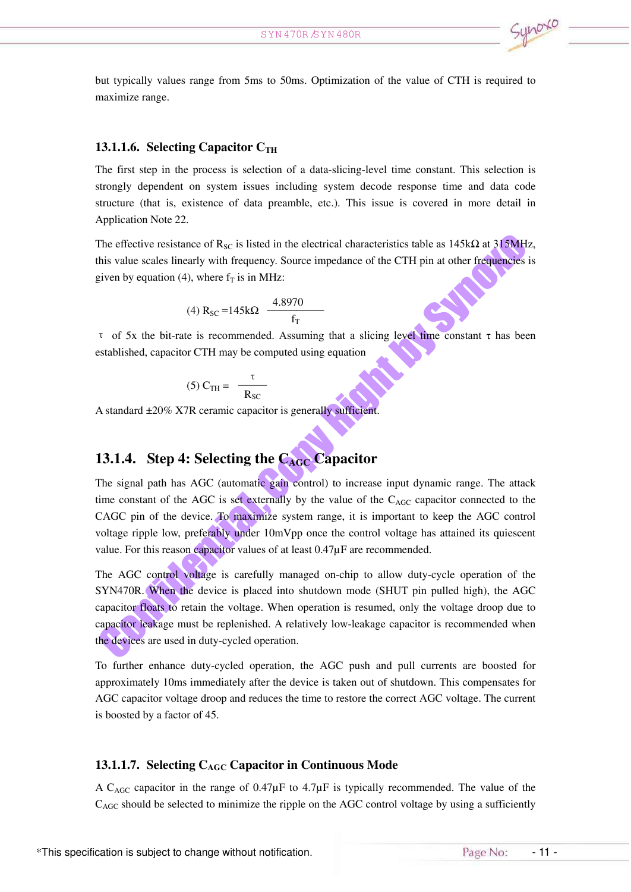but typically values range from 5ms to 50ms. Optimization of the value of CTH is required to maximize range.

### 13.1.1.6. Selecting Capacitor $C_{TH}$

The first step in the process is selection of a data-slicing-level time constant. This selection is strongly dependent on system issues including system decode response time and data code structure (that is, existence of data preamble, etc.). This issue is covered in more detail in Application Note 22.

The effective resistance of $R_{SC}$ is listed in the electrical characteristics table as 145kΩ at 315MHz, this value scales linearly with frequency. Source impedance of the CTH pin at other frequencies is given by equation (4), where $f_T$ is in MHz:

$$(4)\ R_{SC} = 145k\Omega \ \frac{4.8970}{f_T}$$

τ of 5x the bit-rate is recommended. Assuming that a slicing level time constant τ has been established, capacitor CTH may be computed using equation

$$(5)\ C_{TH} = \frac{\tau}{R_{SC}}$$

A standard ±20% X7R ceramic capacitor is generally sufficient.

## 13.1.4. Step 4: Selecting the $C_{AGC}$ Capacitor

The signal path has AGC (automatic gain control) to increase input dynamic range. The attack time constant of the AGC is set externally by the value of the $C_{AGC}$ capacitor connected to the CAGC pin of the device. To maximize system range, it is important to keep the AGC control voltage ripple low, preferably under 10mVpp once the control voltage has attained its quiescent value. For this reason capacitor values of at least 0.47µF are recommended.

The AGC control voltage is carefully managed on-chip to allow duty-cycle operation of the SYN470R. When the device is placed into shutdown mode (SHUT pin pulled high), the AGC capacitor floats to retain the voltage. When operation is resumed, only the voltage droop due to capacitor leakage must be replenished. A relatively low-leakage capacitor is recommended when the devices are used in duty-cycled operation.

To further enhance duty-cycled operation, the AGC push and pull currents are boosted for approximately 10ms immediately after the device is taken out of shutdown. This compensates for AGC capacitor voltage droop and reduces the time to restore the correct AGC voltage. The current is boosted by a factor of 45.

### 13.1.1.7. Selecting $C_{AGC}$ Capacitor in Continuous Mode

A $C_{AGC}$ capacitor in the range of 0.47µF to 4.7µF is typically recommended. The value of the $C_{AGC}$ should be selected to minimize the ripple on the AGC control voltage by using a sufficiently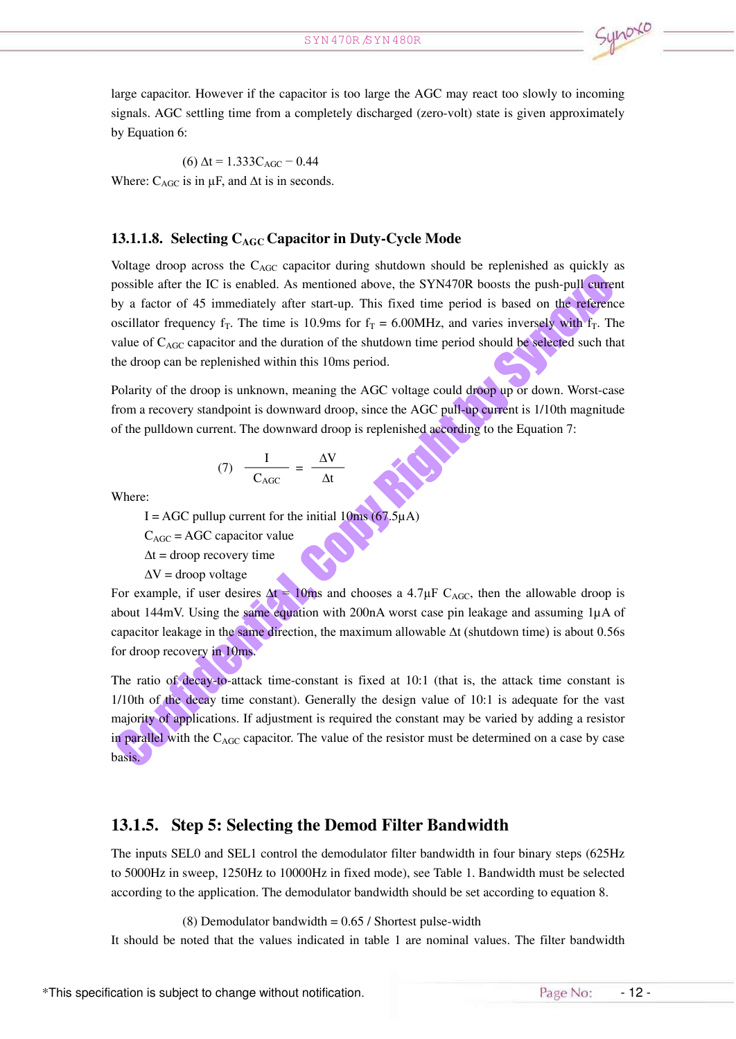large capacitor. However if the capacitor is too large the AGC may react too slowly to incoming signals. AGC settling time from a completely discharged (zero-volt) state is given approximately by Equation 6:

$$(6)\ \Delta t = 1.333C_{AGC} - 0.44$$

Where: $C_{AGC}$ is in µF, and $\Delta t$ is in seconds.

#### 13.1.1.8. Selecting $C_{AGC}$ Capacitor in Duty-Cycle Mode

Voltage droop across the $C_{AGC}$ capacitor during shutdown should be replenished as quickly as possible after the IC is enabled. As mentioned above, the SYN470R boosts the push-pull current by a factor of 45 immediately after start-up. This fixed time period is based on the reference oscillator frequency $f_T$. The time is 10.9ms for $f_T$ = 6.00MHz, and varies inversely with $f_T$. The value of $C_{AGC}$ capacitor and the duration of the shutdown time period should be selected such that the droop can be replenished within this 10ms period.

Polarity of the droop is unknown, meaning the AGC voltage could droop up or down. Worst-case from a recovery standpoint is downward droop, since the AGC pull-up current is 1/10th magnitude of the pulldown current. The downward droop is replenished according to the Equation 7:

$$(7)\quad \frac{I}{C_{AGC}} = \frac{\Delta V}{\Delta t}$$

Where:

- I = AGC pullup current for the initial 10ms (67.5µA)
- $C_{AGC}$ = AGC capacitor value
- $\Delta t$ = droop recovery time
- $\Delta V$ = droop voltage

For example, if user desires $\Delta t$ = 10ms and chooses a 4.7µF $C_{AGC}$, then the allowable droop is about 144mV. Using the same equation with 200nA worst case pin leakage and assuming 1µA of capacitor leakage in the same direction, the maximum allowable $\Delta t$ (shutdown time) is about 0.56s for droop recovery in 10ms.

The ratio of decay-to-attack time-constant is fixed at 10:1 (that is, the attack time constant is 1/10th of the decay time constant). Generally the design value of 10:1 is adequate for the vast majority of applications. If adjustment is required the constant may be varied by adding a resistor in parallel with the $C_{AGC}$ capacitor. The value of the resistor must be determined on a case by case basis.

### 13.1.5. Step 5: Selecting the Demod Filter Bandwidth

The inputs SEL0 and SEL1 control the demodulator filter bandwidth in four binary steps (625Hz to 5000Hz in sweep, 1250Hz to 10000Hz in fixed mode), see Table 1. Bandwidth must be selected according to the application. The demodulator bandwidth should be set according to equation 8.

$$(8)\ \text{Demodulator bandwidth} = 0.65 / \text{Shortest pulse-width}$$

It should be noted that the values indicated in table 1 are nominal values. The filter bandwidth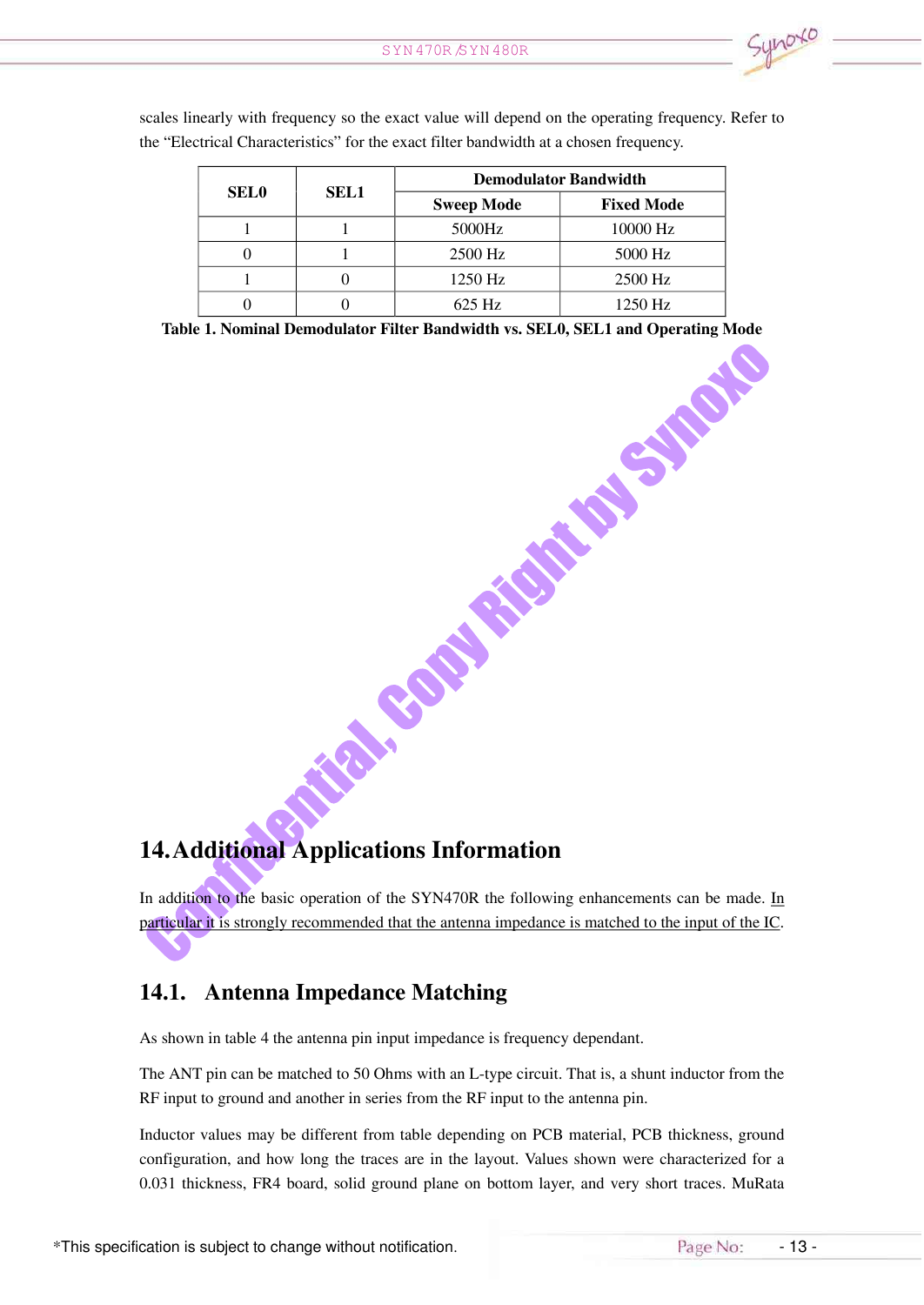scales linearly with frequency so the exact value will depend on the operating frequency. Refer to the "Electrical Characteristics" for the exact filter bandwidth at a chosen frequency.

| SEL0 | SEL1 | Demodulator Bandwidth | |
|---|---|---|---|
| | | Sweep Mode | Fixed Mode |
| 1 | 1 | 5000Hz | 10000 Hz |
| 0 | 1 | 2500 Hz | 5000 Hz |
| 1 | 0 | 1250 Hz | 2500 Hz |
| 0 | 0 | 625 Hz | 1250 Hz |

**Table 1. Nominal Demodulator Filter Bandwidth vs. SEL0, SEL1 and Operating Mode**

Confidential, Copy Right by Synoxo

# 14. Additional Applications Information

In addition to the basic operation of the SYN470R the following enhancements can be made. In particular it is strongly recommended that the antenna impedance is matched to the input of the IC.

## 14.1. Antenna Impedance Matching

As shown in table 4 the antenna pin input impedance is frequency dependant.

The ANT pin can be matched to 50 Ohms with an L-type circuit. That is, a shunt inductor from the RF input to ground and another in series from the RF input to the antenna pin.

Inductor values may be different from table depending on PCB material, PCB thickness, ground configuration, and how long the traces are in the layout. Values shown were characterized for a 0.031 thickness, FR4 board, solid ground plane on bottom layer, and very short traces. MuRata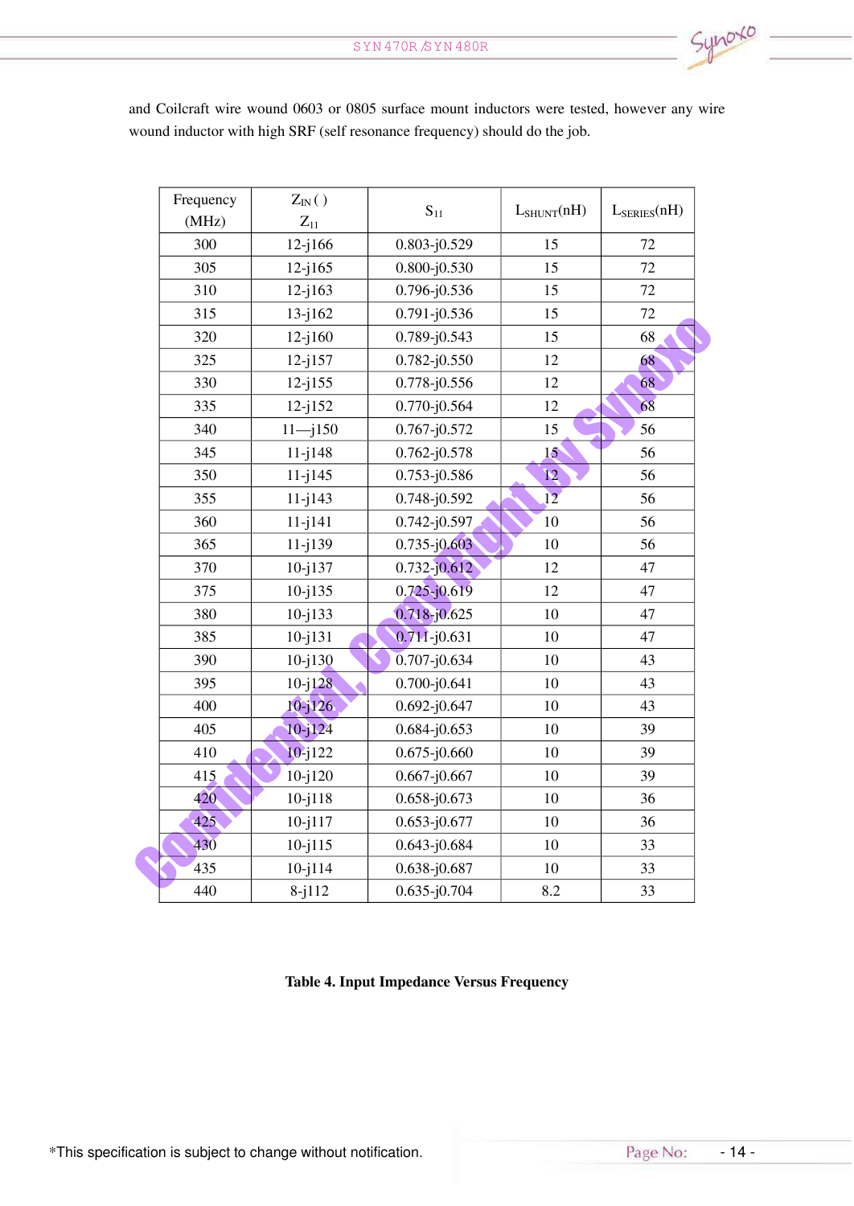and Coilcraft wire wound 0603 or 0805 surface mount inductors were tested, however any wire wound inductor with high SRF (self resonance frequency) should do the job.

| Frequency (MHz) | $Z_{IN}$ ( ) $Z_{11}$ | $S_{11}$ | $L_{SHUNT}$(nH) | $L_{SERIES}$(nH) |
|---|---|---|---|---|
| 300 | 12-j166 | 0.803-j0.529 | 15 | 72 |
| 305 | 12-j165 | 0.800-j0.530 | 15 | 72 |
| 310 | 12-j163 | 0.796-j0.536 | 15 | 72 |
| 315 | 13-j162 | 0.791-j0.536 | 15 | 72 |
| 320 | 12-j160 | 0.789-j0.543 | 15 | 68 |
| 325 | 12-j157 | 0.782-j0.550 | 12 | 68 |
| 330 | 12-j155 | 0.778-j0.556 | 12 | 68 |
| 335 | 12-j152 | 0.770-j0.564 | 12 | 68 |
| 340 | 11—j150 | 0.767-j0.572 | 15 | 56 |
| 345 | 11-j148 | 0.762-j0.578 | 15 | 56 |
| 350 | 11-j145 | 0.753-j0.586 | 12 | 56 |
| 355 | 11-j143 | 0.748-j0.592 | 12 | 56 |
| 360 | 11-j141 | 0.742-j0.597 | 10 | 56 |
| 365 | 11-j139 | 0.735-j0.603 | 10 | 56 |
| 370 | 10-j137 | 0.732-j0.612 | 12 | 47 |
| 375 | 10-j135 | 0.725-j0.619 | 12 | 47 |
| 380 | 10-j133 | 0.718-j0.625 | 10 | 47 |
| 385 | 10-j131 | 0.711-j0.631 | 10 | 47 |
| 390 | 10-j130 | 0.707-j0.634 | 10 | 43 |
| 395 | 10-j128 | 0.700-j0.641 | 10 | 43 |
| 400 | 10-j126 | 0.692-j0.647 | 10 | 43 |
| 405 | 10-j124 | 0.684-j0.653 | 10 | 39 |
| 410 | 10-j122 | 0.675-j0.660 | 10 | 39 |
| 415 | 10-j120 | 0.667-j0.667 | 10 | 39 |
| 420 | 10-j118 | 0.658-j0.673 | 10 | 36 |
| 425 | 10-j117 | 0.653-j0.677 | 10 | 36 |
| 430 | 10-j115 | 0.643-j0.684 | 10 | 33 |
| 435 | 10-j114 | 0.638-j0.687 | 10 | 33 |
| 440 | 8-j112 | 0.635-j0.704 | 8.2 | 33 |

**Table 4. Input Impedance Versus Frequency**

*This specification is subject to change without notification.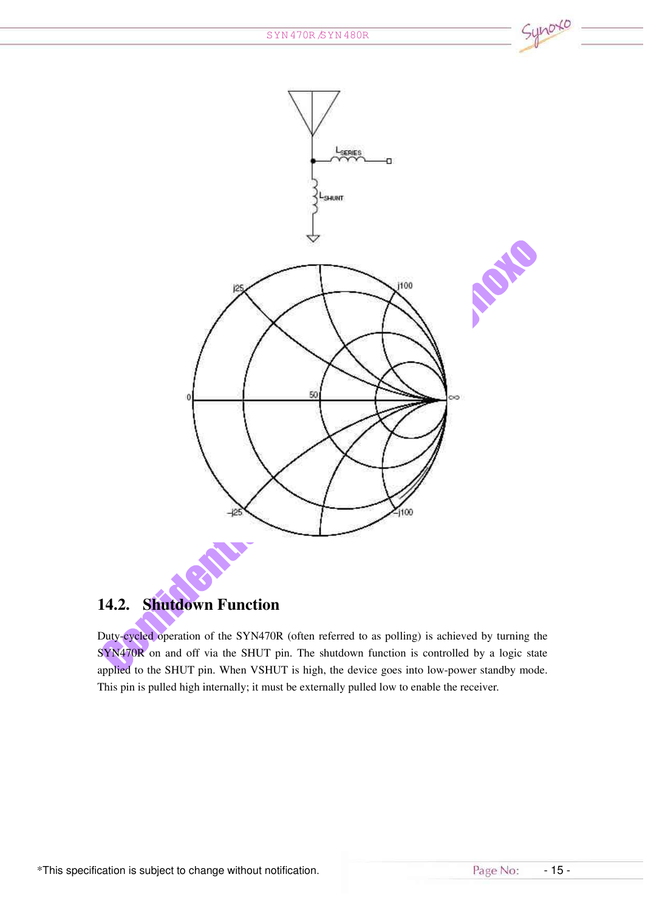## 14.2. Shutdown Function

Duty-cycled operation of the SYN470R (often referred to as polling) is achieved by turning the SYN470R on and off via the SHUT pin. The shutdown function is controlled by a logic state applied to the SHUT pin. When VSHUT is high, the device goes into low-power standby mode. This pin is pulled high internally; it must be externally pulled low to enable the receiver.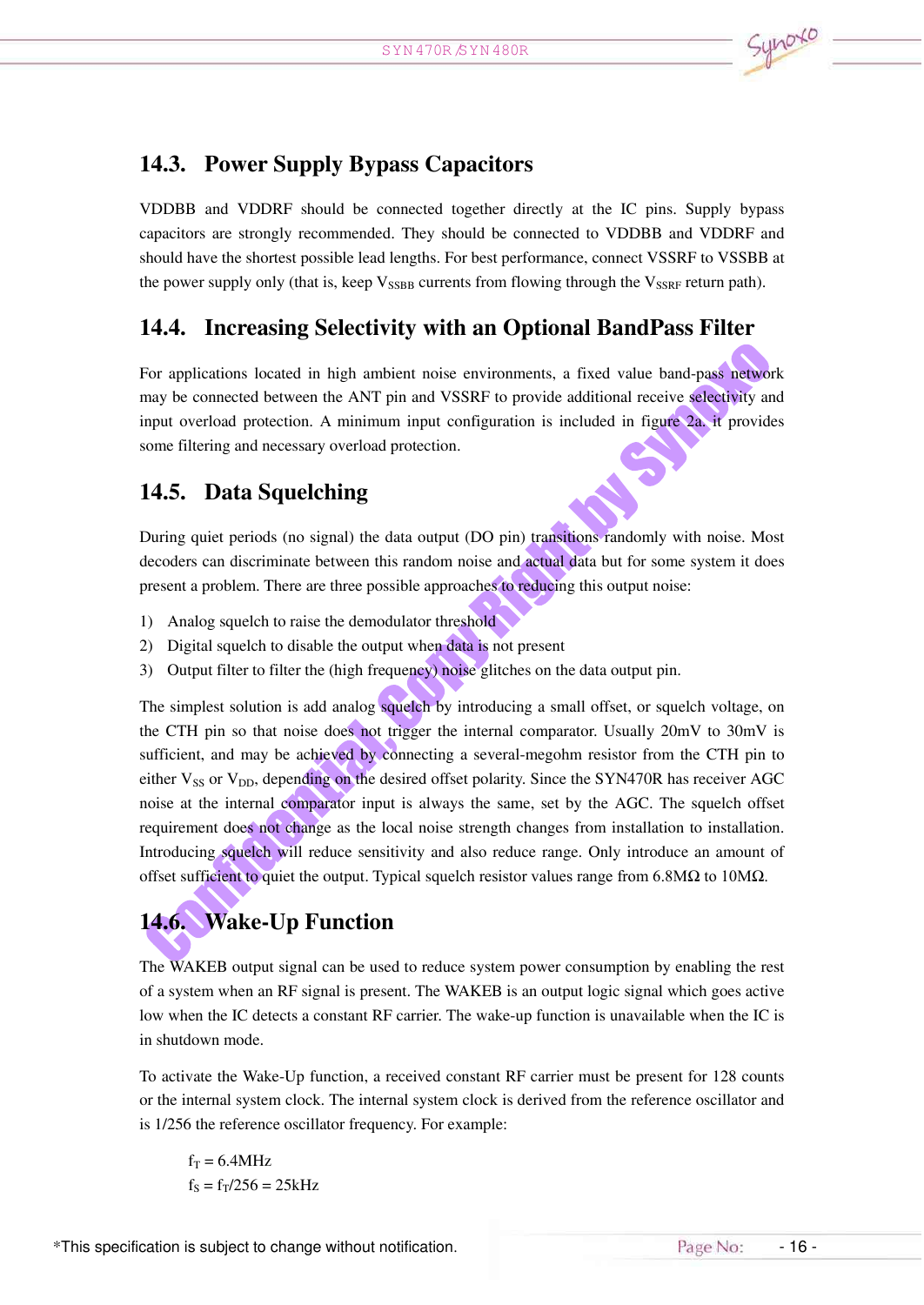## 14.3. Power Supply Bypass Capacitors

VDDBB and VDDRF should be connected together directly at the IC pins. Supply bypass capacitors are strongly recommended. They should be connected to VDDBB and VDDRF and should have the shortest possible lead lengths. For best performance, connect VSSRF to VSSBB at the power supply only (that is, keep $V_{SSBB}$ currents from flowing through the $V_{SSRF}$ return path).

## 14.4. Increasing Selectivity with an Optional BandPass Filter

For applications located in high ambient noise environments, a fixed value band-pass network may be connected between the ANT pin and VSSRF to provide additional receive selectivity and input overload protection. A minimum input configuration is included in figure 2a. it provides some filtering and necessary overload protection.

## 14.5. Data Squelching

During quiet periods (no signal) the data output (DO pin) transitions randomly with noise. Most decoders can discriminate between this random noise and actual data but for some system it does present a problem. There are three possible approaches to reducing this output noise:

1) Analog squelch to raise the demodulator threshold
2) Digital squelch to disable the output when data is not present
3) Output filter to filter the (high frequency) noise glitches on the data output pin.

The simplest solution is add analog squelch by introducing a small offset, or squelch voltage, on the CTH pin so that noise does not trigger the internal comparator. Usually 20mV to 30mV is sufficient, and may be achieved by connecting a several-megohm resistor from the CTH pin to either $V_{SS}$ or $V_{DD}$, depending on the desired offset polarity. Since the SYN470R has receiver AGC noise at the internal comparator input is always the same, set by the AGC. The squelch offset requirement does not change as the local noise strength changes from installation to installation. Introducing squelch will reduce sensitivity and also reduce range. Only introduce an amount of offset sufficient to quiet the output. Typical squelch resistor values range from 6.8MΩ to 10MΩ.

## 14.6. Wake-Up Function

The WAKEB output signal can be used to reduce system power consumption by enabling the rest of a system when an RF signal is present. The WAKEB is an output logic signal which goes active low when the IC detects a constant RF carrier. The wake-up function is unavailable when the IC is in shutdown mode.

To activate the Wake-Up function, a received constant RF carrier must be present for 128 counts or the internal system clock. The internal system clock is derived from the reference oscillator and is 1/256 the reference oscillator frequency. For example:

$f_T = 6.4\text{MHz}$

$f_S = f_T/256 = 25\text{kHz}$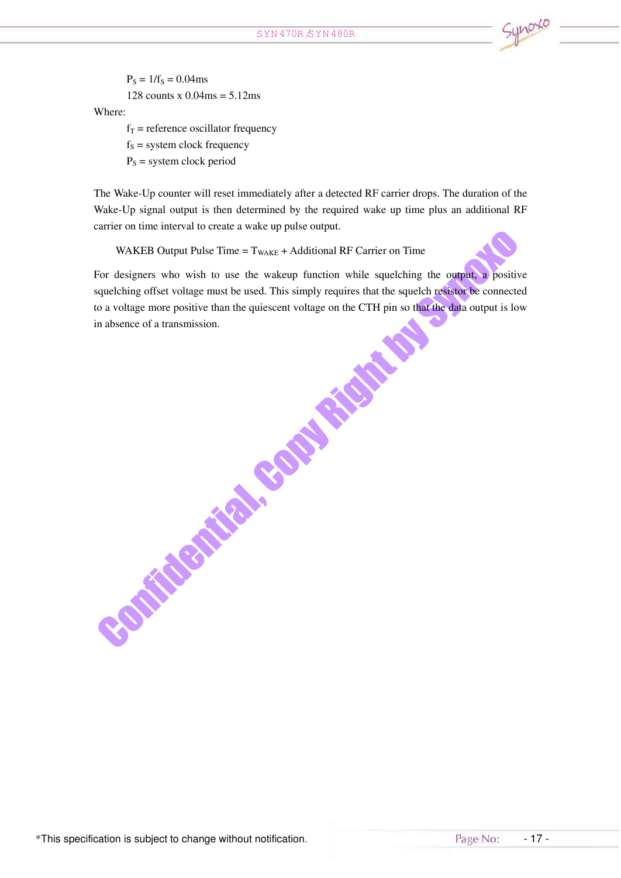$P_S = 1/f_S = 0.04\text{ms}$

128 counts x 0.04ms = 5.12ms

Where:

$f_T$ = reference oscillator frequency

$f_S$ = system clock frequency

$P_S$ = system clock period

The Wake-Up counter will reset immediately after a detected RF carrier drops. The duration of the Wake-Up signal output is then determined by the required wake up time plus an additional RF carrier on time interval to create a wake up pulse output.

WAKEB Output Pulse Time = $T_{WAKE}$ + Additional RF Carrier on Time

For designers who wish to use the wakeup function while squelching the output, a positive squelching offset voltage must be used. This simply requires that the squelch resistor be connected to a voltage more positive than the quiescent voltage on the CTH pin so that the data output is low in absence of a transmission.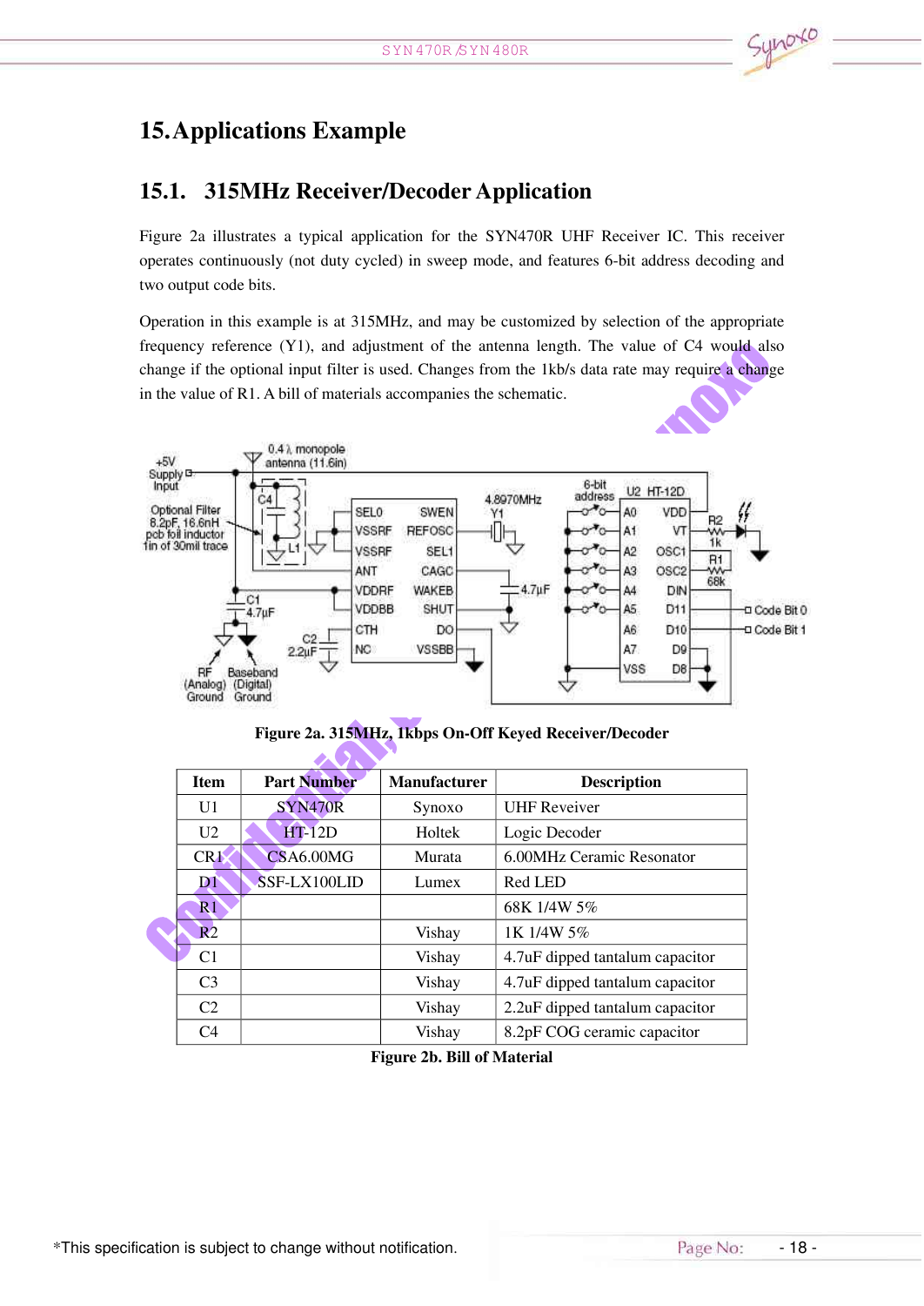# 15. Applications Example

## 15.1. 315MHz Receiver/Decoder Application

Figure 2a illustrates a typical application for the SYN470R UHF Receiver IC. This receiver operates continuously (not duty cycled) in sweep mode, and features 6-bit address decoding and two output code bits.

Operation in this example is at 315MHz, and may be customized by selection of the appropriate frequency reference (Y1), and adjustment of the antenna length. The value of C4 would also change if the optional input filter is used. Changes from the 1kb/s data rate may require a change in the value of R1. A bill of materials accompanies the schematic.

Figure 2a. 315MHz, 1kbps On-Off Keyed Receiver/Decoder

| Item | Part Number | Manufacturer | Description |
|---|---|---|---|
| U1 | SYN470R | Synoxo | UHF Reveiver |
| U2 | HT-12D | Holtek | Logic Decoder |
| CR1 | CSA6.00MG | Murata | 6.00MHz Ceramic Resonator |
| D1 | SSF-LX100LID | Lumex | Red LED |
| R1 | | | 68K 1/4W 5% |
| R2 | | Vishay | 1K 1/4W 5% |
| C1 | | Vishay | 4.7uF dipped tantalum capacitor |
| C3 | | Vishay | 4.7uF dipped tantalum capacitor |
| C2 | | Vishay | 2.2uF dipped tantalum capacitor |
| C4 | | Vishay | 8.2pF COG ceramic capacitor |

Figure 2b. Bill of Material

*This specification is subject to change without notification.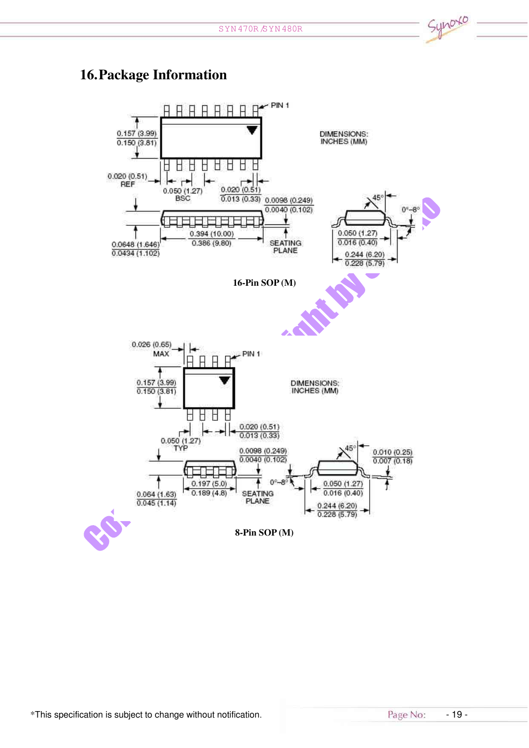# 16. Package Information

PIN 1

0.157 (3.99)
0.150 (3.81)

DIMENSIONS:
INCHES (MM)

0.020 (0.51)
REF

0.050 (1.27)
BSC

0.020 (0.51)
0.013 (0.33)

0.0098 (0.249)
0.0040 (0.102)

45°

0°–8°

0.0648 (1.646)
0.0434 (1.102)

0.394 (10.00)
0.386 (9.80)

SEATING
PLANE

0.050 (1.27)
0.016 (0.40)

0.244 (6.20)
0.228 (5.79)

**16-Pin SOP (M)**

0.026 (0.65)
MAX

PIN 1

0.157 (3.99)
0.150 (3.81)

DIMENSIONS:
INCHES (MM)

0.020 (0.51)
0.013 (0.33)

0.050 (1.27)
TYP

0.0098 (0.249)
0.0040 (0.102)

45°

0.010 (0.25)
0.007 (0.18)

0°–8°

0.064 (1.63)
0.045 (1.14)

0.197 (5.0)
0.189 (4.8)

SEATING
PLANE

0.050 (1.27)
0.016 (0.40)

0.244 (6.20)
0.228 (5.79)

**8-Pin SOP (M)**

*This specification is subject to change without notification.